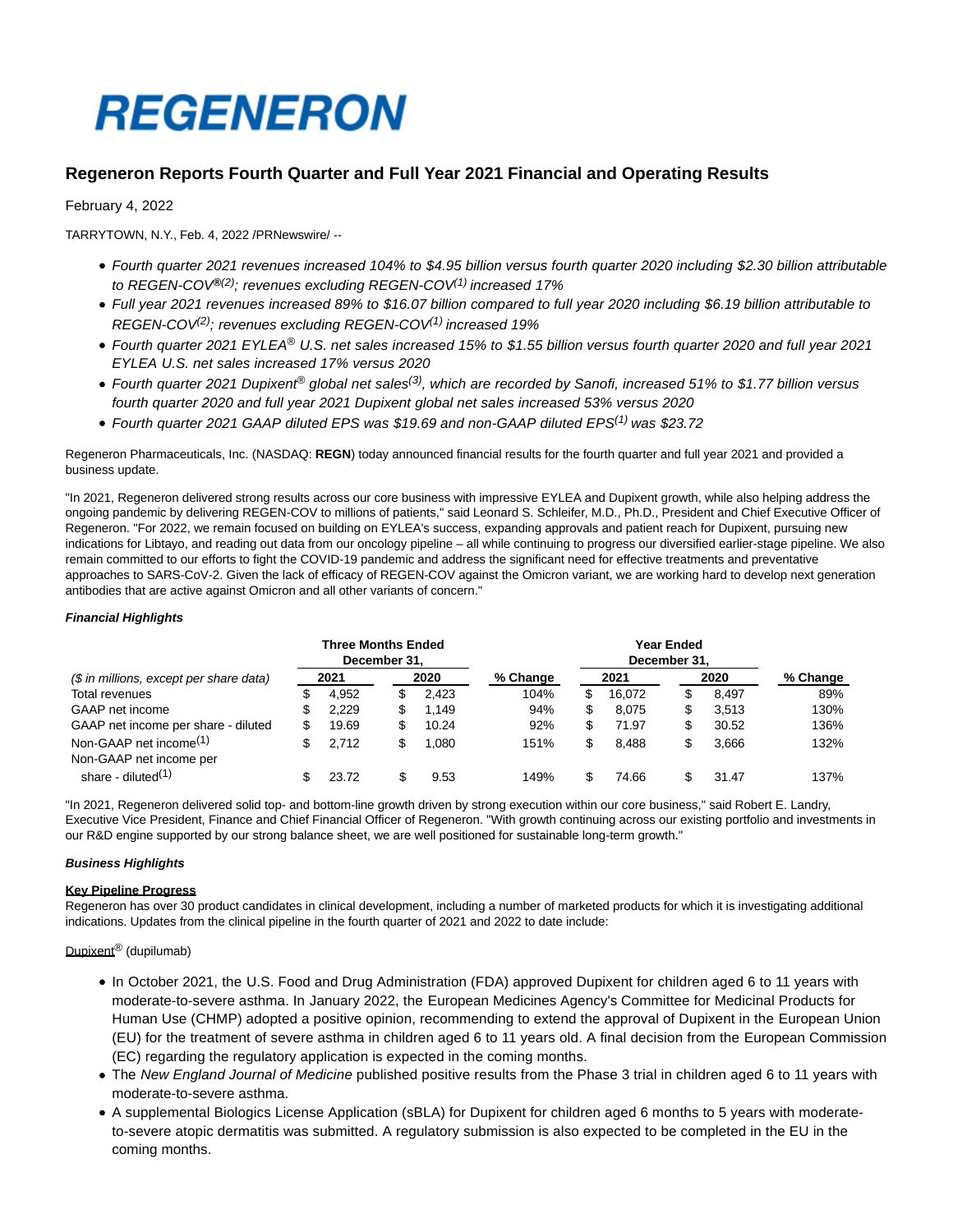# REGENERON

## Regeneron Reports Fourth Quarter and Full Year 2021 Financial and Operating Results

February 4, 2022

TARRYTOWN, N.Y., Feb. 4, 2022 /PRNewswire/ --

- *Fourth quarter 2021 revenues increased 104% to $4.95 billion versus fourth quarter 2020 including $2.30 billion attributable to REGEN-COV®[(2)]; revenues excluding REGEN-COV[(1)] increased 17%*
- *Full year 2021 revenues increased 89% to $16.07 billion compared to full year 2020 including $6.19 billion attributable to REGEN-COV[(2)]; revenues excluding REGEN-COV[(1)] increased 19%*
- *Fourth quarter 2021 EYLEA® U.S. net sales increased 15% to $1.55 billion versus fourth quarter 2020 and full year 2021 EYLEA U.S. net sales increased 17% versus 2020*
- *Fourth quarter 2021 Dupixent® global net sales[(3)], which are recorded by Sanofi, increased 51% to $1.77 billion versus fourth quarter 2020 and full year 2021 Dupixent global net sales increased 53% versus 2020*
- *Fourth quarter 2021 GAAP diluted EPS was $19.69 and non-GAAP diluted EPS[(1)] was $23.72*

Regeneron Pharmaceuticals, Inc. (NASDAQ: **REGN**) today announced financial results for the fourth quarter and full year 2021 and provided a business update.

"In 2021, Regeneron delivered strong results across our core business with impressive EYLEA and Dupixent growth, while also helping address the ongoing pandemic by delivering REGEN-COV to millions of patients," said Leonard S. Schleifer, M.D., Ph.D., President and Chief Executive Officer of Regeneron. "For 2022, we remain focused on building on EYLEA's success, expanding approvals and patient reach for Dupixent, pursuing new indications for Libtayo, and reading out data from our oncology pipeline – all while continuing to progress our diversified earlier-stage pipeline. We also remain committed to our efforts to fight the COVID-19 pandemic and address the significant need for effective treatments and preventative approaches to SARS-CoV-2. Given the lack of efficacy of REGEN-COV against the Omicron variant, we are working hard to develop next generation antibodies that are active against Omicron and all other variants of concern."

***Financial Highlights***

| | Three Months Ended December 31, | | | Year Ended December 31, | | |
|---|---|---|---|---|---|---|
| *($ in millions, except per share data)* | 2021 | 2020 | % Change | 2021 | 2020 | % Change |
| Total revenues | $ 4,952 | $ 2,423 | 104% | $ 16,072 | $ 8,497 | 89% |
| GAAP net income | $ 2,229 | $ 1,149 | 94% | $ 8,075 | $ 3,513 | 130% |
| GAAP net income per share - diluted | $ 19.69 | $ 10.24 | 92% | $ 71.97 | $ 30.52 | 136% |
| Non-GAAP net income[(1)] | $ 2,712 | $ 1,080 | 151% | $ 8,488 | $ 3,666 | 132% |
| Non-GAAP net income per share - diluted[(1)] | $ 23.72 | $ 9.53 | 149% | $ 74.66 | $ 31.47 | 137% |

"In 2021, Regeneron delivered solid top- and bottom-line growth driven by strong execution within our core business," said Robert E. Landry, Executive Vice President, Finance and Chief Financial Officer of Regeneron. "With growth continuing across our existing portfolio and investments in our R&D engine supported by our strong balance sheet, we are well positioned for sustainable long-term growth."

***Business Highlights***

**Key Pipeline Progress**

Regeneron has over 30 product candidates in clinical development, including a number of marketed products for which it is investigating additional indications. Updates from the clinical pipeline in the fourth quarter of 2021 and 2022 to date include:

Dupixent® (dupilumab)

- In October 2021, the U.S. Food and Drug Administration (FDA) approved Dupixent for children aged 6 to 11 years with moderate-to-severe asthma. In January 2022, the European Medicines Agency's Committee for Medicinal Products for Human Use (CHMP) adopted a positive opinion, recommending to extend the approval of Dupixent in the European Union (EU) for the treatment of severe asthma in children aged 6 to 11 years old. A final decision from the European Commission (EC) regarding the regulatory application is expected in the coming months.
- The *New England Journal of Medicine* published positive results from the Phase 3 trial in children aged 6 to 11 years with moderate-to-severe asthma.
- A supplemental Biologics License Application (sBLA) for Dupixent for children aged 6 months to 5 years with moderate-to-severe atopic dermatitis was submitted. A regulatory submission is also expected to be completed in the EU in the coming months.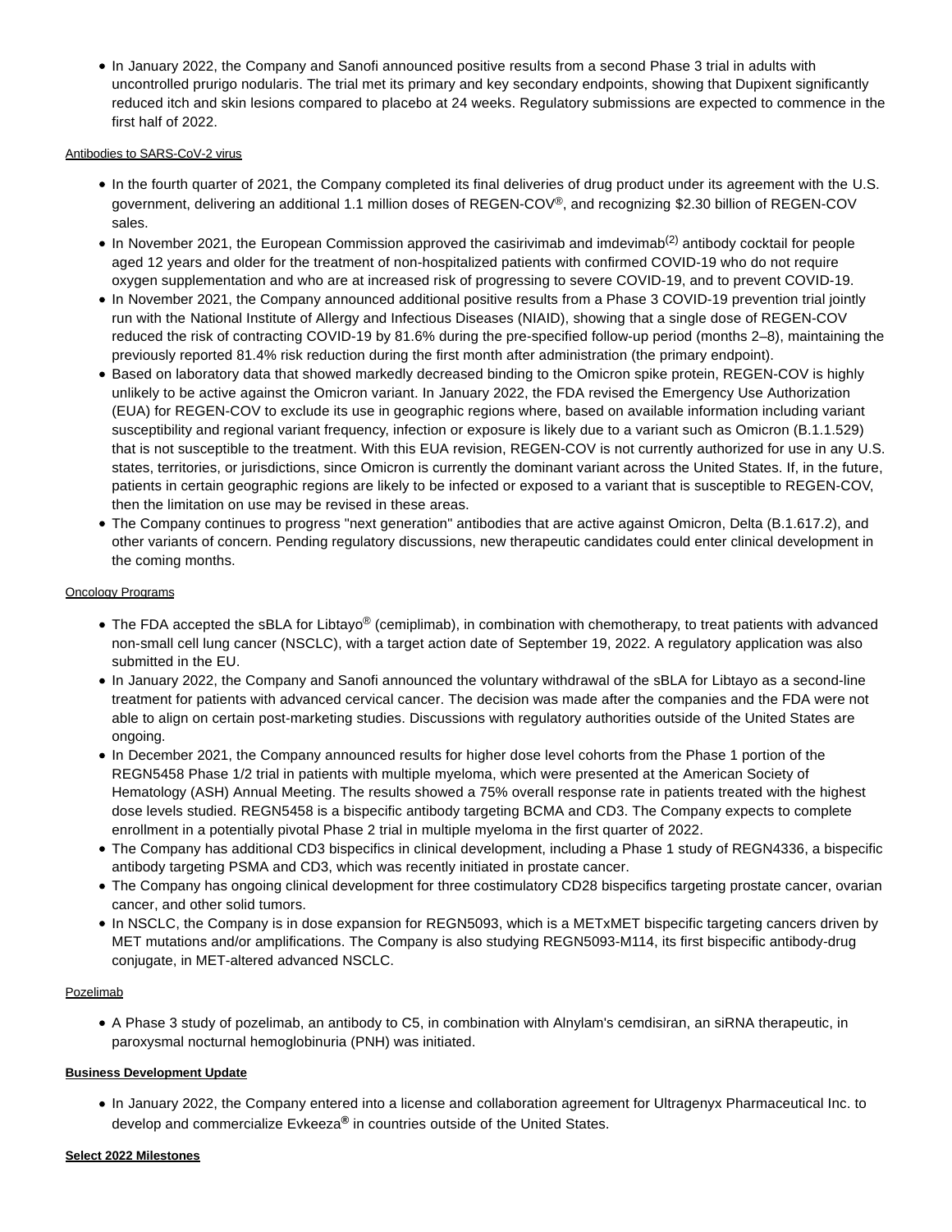- In January 2022, the Company and Sanofi announced positive results from a second Phase 3 trial in adults with uncontrolled prurigo nodularis. The trial met its primary and key secondary endpoints, showing that Dupixent significantly reduced itch and skin lesions compared to placebo at 24 weeks. Regulatory submissions are expected to commence in the first half of 2022.

Antibodies to SARS-CoV-2 virus

- In the fourth quarter of 2021, the Company completed its final deliveries of drug product under its agreement with the U.S. government, delivering an additional 1.1 million doses of REGEN-COV®, and recognizing $2.30 billion of REGEN-COV sales.
- In November 2021, the European Commission approved the casirivimab and imdevimab[(2)] antibody cocktail for people aged 12 years and older for the treatment of non-hospitalized patients with confirmed COVID-19 who do not require oxygen supplementation and who are at increased risk of progressing to severe COVID-19, and to prevent COVID-19.
- In November 2021, the Company announced additional positive results from a Phase 3 COVID-19 prevention trial jointly run with the National Institute of Allergy and Infectious Diseases (NIAID), showing that a single dose of REGEN-COV reduced the risk of contracting COVID-19 by 81.6% during the pre-specified follow-up period (months 2–8), maintaining the previously reported 81.4% risk reduction during the first month after administration (the primary endpoint).
- Based on laboratory data that showed markedly decreased binding to the Omicron spike protein, REGEN-COV is highly unlikely to be active against the Omicron variant. In January 2022, the FDA revised the Emergency Use Authorization (EUA) for REGEN-COV to exclude its use in geographic regions where, based on available information including variant susceptibility and regional variant frequency, infection or exposure is likely due to a variant such as Omicron (B.1.1.529) that is not susceptible to the treatment. With this EUA revision, REGEN-COV is not currently authorized for use in any U.S. states, territories, or jurisdictions, since Omicron is currently the dominant variant across the United States. If, in the future, patients in certain geographic regions are likely to be infected or exposed to a variant that is susceptible to REGEN-COV, then the limitation on use may be revised in these areas.
- The Company continues to progress "next generation" antibodies that are active against Omicron, Delta (B.1.617.2), and other variants of concern. Pending regulatory discussions, new therapeutic candidates could enter clinical development in the coming months.

Oncology Programs

- The FDA accepted the sBLA for Libtayo® (cemiplimab), in combination with chemotherapy, to treat patients with advanced non-small cell lung cancer (NSCLC), with a target action date of September 19, 2022. A regulatory application was also submitted in the EU.
- In January 2022, the Company and Sanofi announced the voluntary withdrawal of the sBLA for Libtayo as a second-line treatment for patients with advanced cervical cancer. The decision was made after the companies and the FDA were not able to align on certain post-marketing studies. Discussions with regulatory authorities outside of the United States are ongoing.
- In December 2021, the Company announced results for higher dose level cohorts from the Phase 1 portion of the REGN5458 Phase 1/2 trial in patients with multiple myeloma, which were presented at the American Society of Hematology (ASH) Annual Meeting. The results showed a 75% overall response rate in patients treated with the highest dose levels studied. REGN5458 is a bispecific antibody targeting BCMA and CD3. The Company expects to complete enrollment in a potentially pivotal Phase 2 trial in multiple myeloma in the first quarter of 2022.
- The Company has additional CD3 bispecifics in clinical development, including a Phase 1 study of REGN4336, a bispecific antibody targeting PSMA and CD3, which was recently initiated in prostate cancer.
- The Company has ongoing clinical development for three costimulatory CD28 bispecifics targeting prostate cancer, ovarian cancer, and other solid tumors.
- In NSCLC, the Company is in dose expansion for REGN5093, which is a METxMET bispecific targeting cancers driven by MET mutations and/or amplifications. The Company is also studying REGN5093-M114, its first bispecific antibody-drug conjugate, in MET-altered advanced NSCLC.

Pozelimab

- A Phase 3 study of pozelimab, an antibody to C5, in combination with Alnylam's cemdisiran, an siRNA therapeutic, in paroxysmal nocturnal hemoglobinuria (PNH) was initiated.

**Business Development Update**

- In January 2022, the Company entered into a license and collaboration agreement for Ultragenyx Pharmaceutical Inc. to develop and commercialize Evkeeza® in countries outside of the United States.

**Select 2022 Milestones**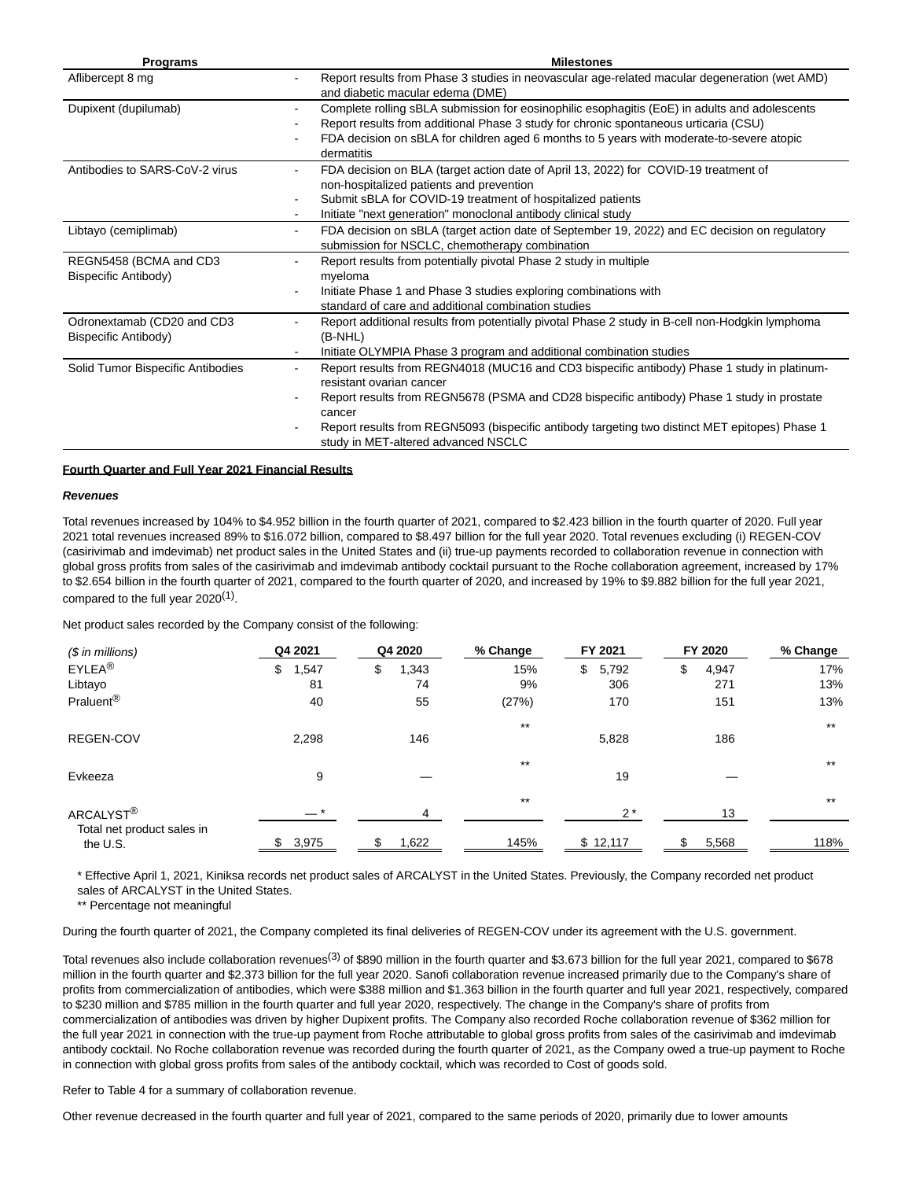| Programs | Milestones |
|---|---|
| Aflibercept 8 mg | - Report results from Phase 3 studies in neovascular age-related macular degeneration (wet AMD) and diabetic macular edema (DME) |
| Dupixent (dupilumab) | - Complete rolling sBLA submission for eosinophilic esophagitis (EoE) in adults and adolescents<br>- Report results from additional Phase 3 study for chronic spontaneous urticaria (CSU)<br>- FDA decision on sBLA for children aged 6 months to 5 years with moderate-to-severe atopic dermatitis |
| Antibodies to SARS-CoV-2 virus | - FDA decision on BLA (target action date of April 13, 2022) for COVID-19 treatment of non-hospitalized patients and prevention<br>- Submit sBLA for COVID-19 treatment of hospitalized patients<br>- Initiate "next generation" monoclonal antibody clinical study |
| Libtayo (cemiplimab) | - FDA decision on sBLA (target action date of September 19, 2022) and EC decision on regulatory submission for NSCLC, chemotherapy combination |
| REGN5458 (BCMA and CD3 Bispecific Antibody) | - Report results from potentially pivotal Phase 2 study in multiple myeloma<br>- Initiate Phase 1 and Phase 3 studies exploring combinations with standard of care and additional combination studies |
| Odronextamab (CD20 and CD3 Bispecific Antibody) | - Report additional results from potentially pivotal Phase 2 study in B-cell non-Hodgkin lymphoma (B-NHL)<br>- Initiate OLYMPIA Phase 3 program and additional combination studies |
| Solid Tumor Bispecific Antibodies | - Report results from REGN4018 (MUC16 and CD3 bispecific antibody) Phase 1 study in platinum-resistant ovarian cancer<br>- Report results from REGN5678 (PSMA and CD28 bispecific antibody) Phase 1 study in prostate cancer<br>- Report results from REGN5093 (bispecific antibody targeting two distinct MET epitopes) Phase 1 study in MET-altered advanced NSCLC |

**Fourth Quarter and Full Year 2021 Financial Results**

***Revenues***

Total revenues increased by 104% to $4.952 billion in the fourth quarter of 2021, compared to $2.423 billion in the fourth quarter of 2020. Full year 2021 total revenues increased 89% to $16.072 billion, compared to $8.497 billion for the full year 2020. Total revenues excluding (i) REGEN-COV (casirivimab and imdevimab) net product sales in the United States and (ii) true-up payments recorded to collaboration revenue in connection with global gross profits from sales of the casirivimab and imdevimab antibody cocktail pursuant to the Roche collaboration agreement, increased by 17% to $2.654 billion in the fourth quarter of 2021, compared to the fourth quarter of 2020, and increased by 19% to $9.882 billion for the full year 2021, compared to the full year 2020[(1)].

Net product sales recorded by the Company consist of the following:

| ($ in millions) | Q4 2021 | Q4 2020 | % Change | FY 2021 | FY 2020 | % Change |
|---|---|---|---|---|---|---|
| EYLEA® | $ 1,547 | $ 1,343 | 15% | $ 5,792 | $ 4,947 | 17% |
| Libtayo | 81 | 74 | 9% | 306 | 271 | 13% |
| Praluent® | 40 | 55 | (27%) | 170 | 151 | 13% |
| REGEN-COV | 2,298 | 146 | ** | 5,828 | 186 | ** |
| Evkeeza | 9 | — | ** | 19 | — | ** |
| ARCALYST® | — * | 4 | ** | 2 * | 13 | ** |
| Total net product sales in the U.S. | $ 3,975 | $ 1,622 | 145% | $ 12,117 | $ 5,568 | 118% |

\* Effective April 1, 2021, Kiniksa records net product sales of ARCALYST in the United States. Previously, the Company recorded net product sales of ARCALYST in the United States.
** Percentage not meaningful

During the fourth quarter of 2021, the Company completed its final deliveries of REGEN-COV under its agreement with the U.S. government.

Total revenues also include collaboration revenues[(3)] of $890 million in the fourth quarter and $3.673 billion for the full year 2021, compared to $678 million in the fourth quarter and $2.373 billion for the full year 2020. Sanofi collaboration revenue increased primarily due to the Company's share of profits from commercialization of antibodies, which were $388 million and $1.363 billion in the fourth quarter and full year 2021, respectively, compared to $230 million and $785 million in the fourth quarter and full year 2020, respectively. The change in the Company's share of profits from commercialization of antibodies was driven by higher Dupixent profits. The Company also recorded Roche collaboration revenue of $362 million for the full year 2021 in connection with the true-up payment from Roche attributable to global gross profits from sales of the casirivimab and imdevimab antibody cocktail. No Roche collaboration revenue was recorded during the fourth quarter of 2021, as the Company owed a true-up payment to Roche in connection with global gross profits from sales of the antibody cocktail, which was recorded to Cost of goods sold.

Refer to Table 4 for a summary of collaboration revenue.

Other revenue decreased in the fourth quarter and full year of 2021, compared to the same periods of 2020, primarily due to lower amounts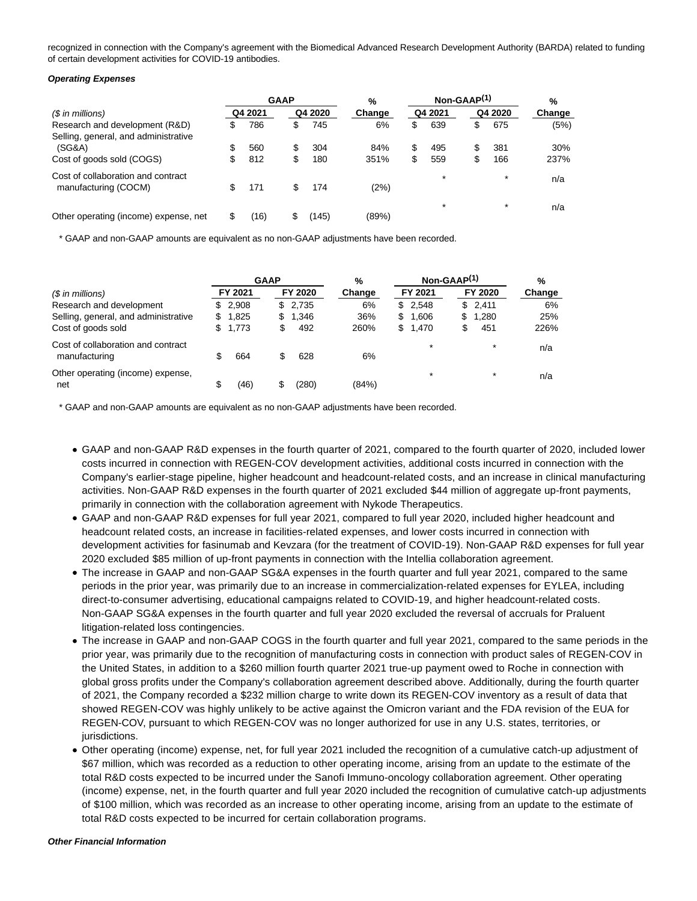recognized in connection with the Company's agreement with the Biomedical Advanced Research Development Authority (BARDA) related to funding of certain development activities for COVID-19 antibodies.

***Operating Expenses***

| | GAAP | | % | Non-GAAP(1) | | % |
|---|---|---|---|---|---|---|
| ($ in millions) | Q4 2021 | Q4 2020 | Change | Q4 2021 | Q4 2020 | Change |
| Research and development (R&D) | $ 786 | $ 745 | 6% | $ 639 | $ 675 | (5%) |
| Selling, general, and administrative (SG&A) | $ 560 | $ 304 | 84% | $ 495 | $ 381 | 30% |
| Cost of goods sold (COGS) | $ 812 | $ 180 | 351% | $ 559 | $ 166 | 237% |
| Cost of collaboration and contract manufacturing (COCM) | $ 171 | $ 174 | (2%) | * | * | n/a |
| Other operating (income) expense, net | $ (16) | $ (145) | (89%) | * | * | n/a |

\* GAAP and non-GAAP amounts are equivalent as no non-GAAP adjustments have been recorded.

| | GAAP | | % | Non-GAAP(1) | | % |
|---|---|---|---|---|---|---|
| ($ in millions) | FY 2021 | FY 2020 | Change | FY 2021 | FY 2020 | Change |
| Research and development | $ 2,908 | $ 2,735 | 6% | $ 2,548 | $ 2,411 | 6% |
| Selling, general, and administrative | $ 1,825 | $ 1,346 | 36% | $ 1,606 | $ 1,280 | 25% |
| Cost of goods sold | $ 1,773 | $ 492 | 260% | $ 1,470 | $ 451 | 226% |
| Cost of collaboration and contract manufacturing | $ 664 | $ 628 | 6% | * | * | n/a |
| Other operating (income) expense, net | $ (46) | $ (280) | (84%) | * | * | n/a |

\* GAAP and non-GAAP amounts are equivalent as no non-GAAP adjustments have been recorded.

- GAAP and non-GAAP R&D expenses in the fourth quarter of 2021, compared to the fourth quarter of 2020, included lower costs incurred in connection with REGEN-COV development activities, additional costs incurred in connection with the Company's earlier-stage pipeline, higher headcount and headcount-related costs, and an increase in clinical manufacturing activities. Non-GAAP R&D expenses in the fourth quarter of 2021 excluded $44 million of aggregate up-front payments, primarily in connection with the collaboration agreement with Nykode Therapeutics.
- GAAP and non-GAAP R&D expenses for full year 2021, compared to full year 2020, included higher headcount and headcount related costs, an increase in facilities-related expenses, and lower costs incurred in connection with development activities for fasinumab and Kevzara (for the treatment of COVID-19). Non-GAAP R&D expenses for full year 2020 excluded $85 million of up-front payments in connection with the Intellia collaboration agreement.
- The increase in GAAP and non-GAAP SG&A expenses in the fourth quarter and full year 2021, compared to the same periods in the prior year, was primarily due to an increase in commercialization-related expenses for EYLEA, including direct-to-consumer advertising, educational campaigns related to COVID-19, and higher headcount-related costs. Non-GAAP SG&A expenses in the fourth quarter and full year 2020 excluded the reversal of accruals for Praluent litigation-related loss contingencies.
- The increase in GAAP and non-GAAP COGS in the fourth quarter and full year 2021, compared to the same periods in the prior year, was primarily due to the recognition of manufacturing costs in connection with product sales of REGEN-COV in the United States, in addition to a $260 million fourth quarter 2021 true-up payment owed to Roche in connection with global gross profits under the Company's collaboration agreement described above. Additionally, during the fourth quarter of 2021, the Company recorded a $232 million charge to write down its REGEN-COV inventory as a result of data that showed REGEN-COV was highly unlikely to be active against the Omicron variant and the FDA revision of the EUA for REGEN-COV, pursuant to which REGEN-COV was no longer authorized for use in any U.S. states, territories, or jurisdictions.
- Other operating (income) expense, net, for full year 2021 included the recognition of a cumulative catch-up adjustment of $67 million, which was recorded as a reduction to other operating income, arising from an update to the estimate of the total R&D costs expected to be incurred under the Sanofi Immuno-oncology collaboration agreement. Other operating (income) expense, net, in the fourth quarter and full year 2020 included the recognition of cumulative catch-up adjustments of $100 million, which was recorded as an increase to other operating income, arising from an update to the estimate of total R&D costs expected to be incurred for certain collaboration programs.

***Other Financial Information***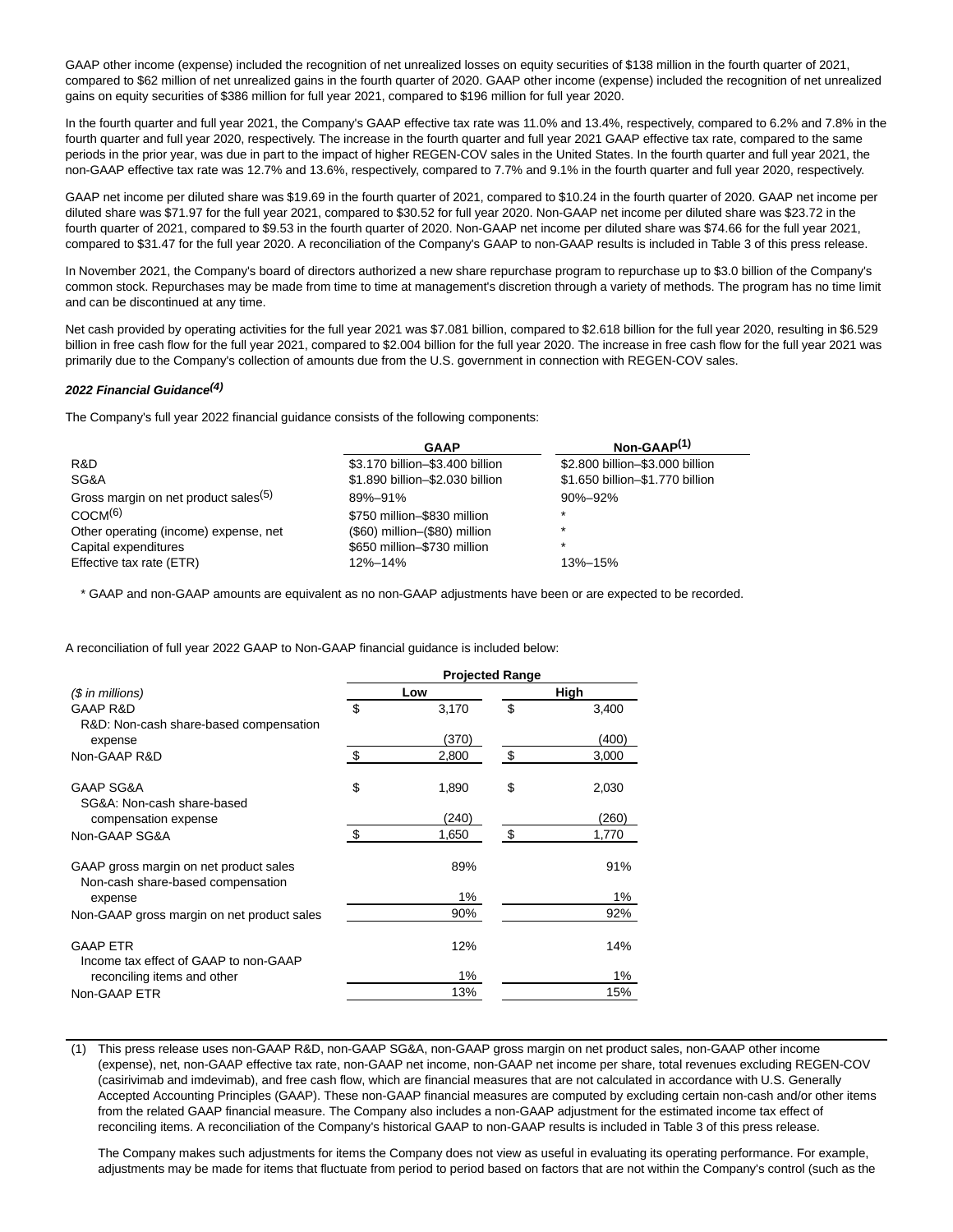GAAP other income (expense) included the recognition of net unrealized losses on equity securities of $138 million in the fourth quarter of 2021, compared to $62 million of net unrealized gains in the fourth quarter of 2020. GAAP other income (expense) included the recognition of net unrealized gains on equity securities of $386 million for full year 2021, compared to $196 million for full year 2020.

In the fourth quarter and full year 2021, the Company's GAAP effective tax rate was 11.0% and 13.4%, respectively, compared to 6.2% and 7.8% in the fourth quarter and full year 2020, respectively. The increase in the fourth quarter and full year 2021 GAAP effective tax rate, compared to the same periods in the prior year, was due in part to the impact of higher REGEN-COV sales in the United States. In the fourth quarter and full year 2021, the non-GAAP effective tax rate was 12.7% and 13.6%, respectively, compared to 7.7% and 9.1% in the fourth quarter and full year 2020, respectively.

GAAP net income per diluted share was $19.69 in the fourth quarter of 2021, compared to $10.24 in the fourth quarter of 2020. GAAP net income per diluted share was $71.97 for the full year 2021, compared to $30.52 for full year 2020. Non-GAAP net income per diluted share was $23.72 in the fourth quarter of 2021, compared to $9.53 in the fourth quarter of 2020. Non-GAAP net income per diluted share was $74.66 for the full year 2021, compared to $31.47 for the full year 2020. A reconciliation of the Company's GAAP to non-GAAP results is included in Table 3 of this press release.

In November 2021, the Company's board of directors authorized a new share repurchase program to repurchase up to $3.0 billion of the Company's common stock. Repurchases may be made from time to time at management's discretion through a variety of methods. The program has no time limit and can be discontinued at any time.

Net cash provided by operating activities for the full year 2021 was $7.081 billion, compared to $2.618 billion for the full year 2020, resulting in $6.529 billion in free cash flow for the full year 2021, compared to $2.004 billion for the full year 2020. The increase in free cash flow for the full year 2021 was primarily due to the Company's collection of amounts due from the U.S. government in connection with REGEN-COV sales.

***2022 Financial Guidance[(4)]***

The Company's full year 2022 financial guidance consists of the following components:

| | GAAP | Non-GAAP[(1)] |
|---|---|---|
| R&D | $3.170 billion–$3.400 billion | $2.800 billion–$3.000 billion |
| SG&A | $1.890 billion–$2.030 billion | $1.650 billion–$1.770 billion |
| Gross margin on net product sales[(5)] | 89%–91% | 90%–92% |
| COCM[(6)] | $750 million–$830 million | * |
| Other operating (income) expense, net | ($60) million–($80) million | * |
| Capital expenditures | $650 million–$730 million | * |
| Effective tax rate (ETR) | 12%–14% | 13%–15% |

\* GAAP and non-GAAP amounts are equivalent as no non-GAAP adjustments have been or are expected to be recorded.

A reconciliation of full year 2022 GAAP to Non-GAAP financial guidance is included below:

| | Projected Range | |
|---|---|---|
| ($ in millions) | Low | High |
| GAAP R&D | $ 3,170 | $ 3,400 |
| R&D: Non-cash share-based compensation expense | (370) | (400) |
| Non-GAAP R&D | $ 2,800 | $ 3,000 |
| | | |
| GAAP SG&A | $ 1,890 | $ 2,030 |
| SG&A: Non-cash share-based compensation expense | (240) | (260) |
| Non-GAAP SG&A | $ 1,650 | $ 1,770 |
| | | |
| GAAP gross margin on net product sales | 89% | 91% |
| Non-cash share-based compensation expense | 1% | 1% |
| Non-GAAP gross margin on net product sales | 90% | 92% |
| | | |
| GAAP ETR | 12% | 14% |
| Income tax effect of GAAP to non-GAAP reconciling items and other | 1% | 1% |
| Non-GAAP ETR | 13% | 15% |

(1) This press release uses non-GAAP R&D, non-GAAP SG&A, non-GAAP gross margin on net product sales, non-GAAP other income (expense), net, non-GAAP effective tax rate, non-GAAP net income, non-GAAP net income per share, total revenues excluding REGEN-COV (casirivimab and imdevimab), and free cash flow, which are financial measures that are not calculated in accordance with U.S. Generally Accepted Accounting Principles (GAAP). These non-GAAP financial measures are computed by excluding certain non-cash and/or other items from the related GAAP financial measure. The Company also includes a non-GAAP adjustment for the estimated income tax effect of reconciling items. A reconciliation of the Company's historical GAAP to non-GAAP results is included in Table 3 of this press release.

The Company makes such adjustments for items the Company does not view as useful in evaluating its operating performance. For example, adjustments may be made for items that fluctuate from period to period based on factors that are not within the Company's control (such as the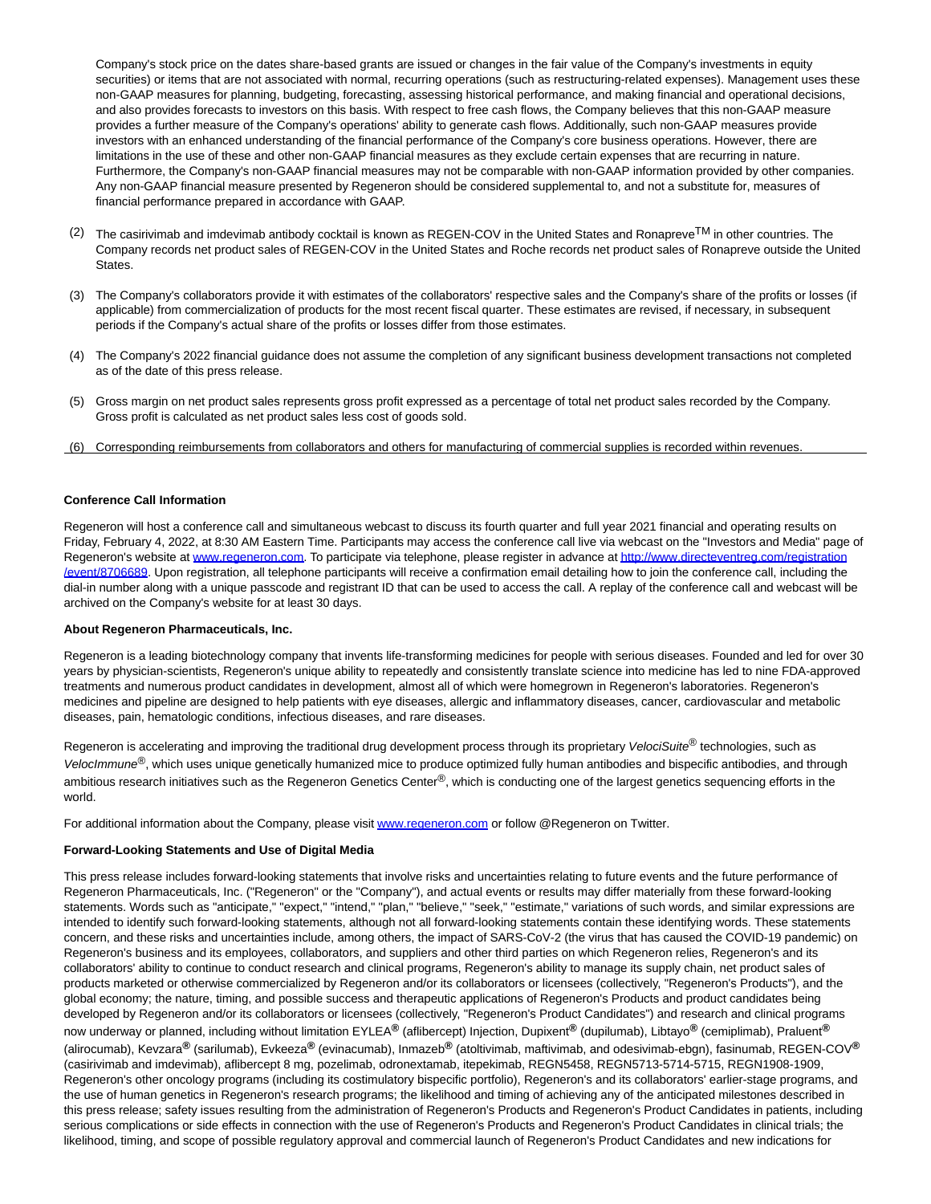Company's stock price on the dates share-based grants are issued or changes in the fair value of the Company's investments in equity securities) or items that are not associated with normal, recurring operations (such as restructuring-related expenses). Management uses these non-GAAP measures for planning, budgeting, forecasting, assessing historical performance, and making financial and operational decisions, and also provides forecasts to investors on this basis. With respect to free cash flows, the Company believes that this non-GAAP measure provides a further measure of the Company's operations' ability to generate cash flows. Additionally, such non-GAAP measures provide investors with an enhanced understanding of the financial performance of the Company's core business operations. However, there are limitations in the use of these and other non-GAAP financial measures as they exclude certain expenses that are recurring in nature. Furthermore, the Company's non-GAAP financial measures may not be comparable with non-GAAP information provided by other companies. Any non-GAAP financial measure presented by Regeneron should be considered supplemental to, and not a substitute for, measures of financial performance prepared in accordance with GAAP.

(2) The casirivimab and imdevimab antibody cocktail is known as REGEN-COV in the United States and Ronapreve™ in other countries. The Company records net product sales of REGEN-COV in the United States and Roche records net product sales of Ronapreve outside the United States.

(3) The Company's collaborators provide it with estimates of the collaborators' respective sales and the Company's share of the profits or losses (if applicable) from commercialization of products for the most recent fiscal quarter. These estimates are revised, if necessary, in subsequent periods if the Company's actual share of the profits or losses differ from those estimates.

(4) The Company's 2022 financial guidance does not assume the completion of any significant business development transactions not completed as of the date of this press release.

(5) Gross margin on net product sales represents gross profit expressed as a percentage of total net product sales recorded by the Company. Gross profit is calculated as net product sales less cost of goods sold.

(6) Corresponding reimbursements from collaborators and others for manufacturing of commercial supplies is recorded within revenues.

**Conference Call Information**

Regeneron will host a conference call and simultaneous webcast to discuss its fourth quarter and full year 2021 financial and operating results on Friday, February 4, 2022, at 8:30 AM Eastern Time. Participants may access the conference call live via webcast on the "Investors and Media" page of Regeneron's website at www.regeneron.com. To participate via telephone, please register in advance at http://www.directeventreg.com/registration/event/8706689. Upon registration, all telephone participants will receive a confirmation email detailing how to join the conference call, including the dial-in number along with a unique passcode and registrant ID that can be used to access the call. A replay of the conference call and webcast will be archived on the Company's website for at least 30 days.

**About Regeneron Pharmaceuticals, Inc.**

Regeneron is a leading biotechnology company that invents life-transforming medicines for people with serious diseases. Founded and led for over 30 years by physician-scientists, Regeneron's unique ability to repeatedly and consistently translate science into medicine has led to nine FDA-approved treatments and numerous product candidates in development, almost all of which were homegrown in Regeneron's laboratories. Regeneron's medicines and pipeline are designed to help patients with eye diseases, allergic and inflammatory diseases, cancer, cardiovascular and metabolic diseases, pain, hematologic conditions, infectious diseases, and rare diseases.

Regeneron is accelerating and improving the traditional drug development process through its proprietary *VelociSuite*® technologies, such as *VelocImmune*®, which uses unique genetically humanized mice to produce optimized fully human antibodies and bispecific antibodies, and through ambitious research initiatives such as the Regeneron Genetics Center®, which is conducting one of the largest genetics sequencing efforts in the world.

For additional information about the Company, please visit www.regeneron.com or follow @Regeneron on Twitter.

**Forward-Looking Statements and Use of Digital Media**

This press release includes forward-looking statements that involve risks and uncertainties relating to future events and the future performance of Regeneron Pharmaceuticals, Inc. ("Regeneron" or the "Company"), and actual events or results may differ materially from these forward-looking statements. Words such as "anticipate," "expect," "intend," "plan," "believe," "seek," "estimate," variations of such words, and similar expressions are intended to identify such forward-looking statements, although not all forward-looking statements contain these identifying words. These statements concern, and these risks and uncertainties include, among others, the impact of SARS-CoV-2 (the virus that has caused the COVID-19 pandemic) on Regeneron's business and its employees, collaborators, and suppliers and other third parties on which Regeneron relies, Regeneron's and its collaborators' ability to continue to conduct research and clinical programs, Regeneron's ability to manage its supply chain, net product sales of products marketed or otherwise commercialized by Regeneron and/or its collaborators or licensees (collectively, "Regeneron's Products"), and the global economy; the nature, timing, and possible success and therapeutic applications of Regeneron's Products and product candidates being developed by Regeneron and/or its collaborators or licensees (collectively, "Regeneron's Product Candidates") and research and clinical programs now underway or planned, including without limitation EYLEA**®** (aflibercept) Injection, Dupixent**®** (dupilumab), Libtayo**®** (cemiplimab), Praluent**®** (alirocumab), Kevzara**®** (sarilumab), Evkeeza**®** (evinacumab), Inmazeb**®** (atoltivimab, maftivimab, and odesivimab-ebgn), fasinumab, REGEN-COV**®** (casirivimab and imdevimab), aflibercept 8 mg, pozelimab, odronextamab, itepekimab, REGN5458, REGN5713-5714-5715, REGN1908-1909, Regeneron's other oncology programs (including its costimulatory bispecific portfolio), Regeneron's and its collaborators' earlier-stage programs, and the use of human genetics in Regeneron's research programs; the likelihood and timing of achieving any of the anticipated milestones described in this press release; safety issues resulting from the administration of Regeneron's Products and Regeneron's Product Candidates in patients, including serious complications or side effects in connection with the use of Regeneron's Products and Regeneron's Product Candidates in clinical trials; the likelihood, timing, and scope of possible regulatory approval and commercial launch of Regeneron's Product Candidates and new indications for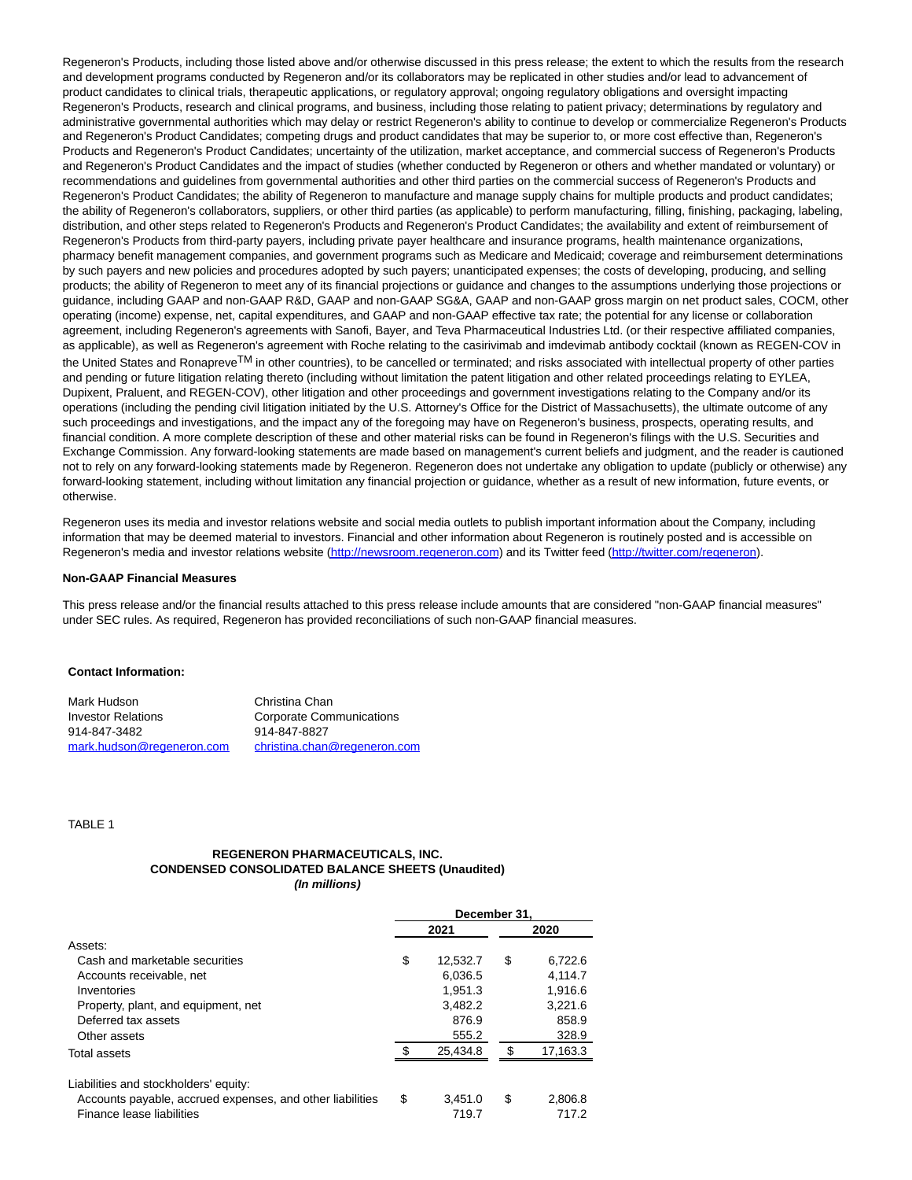Regeneron's Products, including those listed above and/or otherwise discussed in this press release; the extent to which the results from the research and development programs conducted by Regeneron and/or its collaborators may be replicated in other studies and/or lead to advancement of product candidates to clinical trials, therapeutic applications, or regulatory approval; ongoing regulatory obligations and oversight impacting Regeneron's Products, research and clinical programs, and business, including those relating to patient privacy; determinations by regulatory and administrative governmental authorities which may delay or restrict Regeneron's ability to continue to develop or commercialize Regeneron's Products and Regeneron's Product Candidates; competing drugs and product candidates that may be superior to, or more cost effective than, Regeneron's Products and Regeneron's Product Candidates; uncertainty of the utilization, market acceptance, and commercial success of Regeneron's Products and Regeneron's Product Candidates and the impact of studies (whether conducted by Regeneron or others and whether mandated or voluntary) or recommendations and guidelines from governmental authorities and other third parties on the commercial success of Regeneron's Products and Regeneron's Product Candidates; the ability of Regeneron to manufacture and manage supply chains for multiple products and product candidates; the ability of Regeneron's collaborators, suppliers, or other third parties (as applicable) to perform manufacturing, filling, finishing, packaging, labeling, distribution, and other steps related to Regeneron's Products and Regeneron's Product Candidates; the availability and extent of reimbursement of Regeneron's Products from third-party payers, including private payer healthcare and insurance programs, health maintenance organizations, pharmacy benefit management companies, and government programs such as Medicare and Medicaid; coverage and reimbursement determinations by such payers and new policies and procedures adopted by such payers; unanticipated expenses; the costs of developing, producing, and selling products; the ability of Regeneron to meet any of its financial projections or guidance and changes to the assumptions underlying those projections or guidance, including GAAP and non-GAAP R&D, GAAP and non-GAAP SG&A, GAAP and non-GAAP gross margin on net product sales, COCM, other operating (income) expense, net, capital expenditures, and GAAP and non-GAAP effective tax rate; the potential for any license or collaboration agreement, including Regeneron's agreements with Sanofi, Bayer, and Teva Pharmaceutical Industries Ltd. (or their respective affiliated companies, as applicable), as well as Regeneron's agreement with Roche relating to the casirivimab and imdevimab antibody cocktail (known as REGEN-COV in the United States and Ronapreve™ in other countries), to be cancelled or terminated; and risks associated with intellectual property of other parties and pending or future litigation relating thereto (including without limitation the patent litigation and other related proceedings relating to EYLEA, Dupixent, Praluent, and REGEN-COV), other litigation and other proceedings and government investigations relating to the Company and/or its operations (including the pending civil litigation initiated by the U.S. Attorney's Office for the District of Massachusetts), the ultimate outcome of any such proceedings and investigations, and the impact any of the foregoing may have on Regeneron's business, prospects, operating results, and financial condition. A more complete description of these and other material risks can be found in Regeneron's filings with the U.S. Securities and Exchange Commission. Any forward-looking statements are made based on management's current beliefs and judgment, and the reader is cautioned not to rely on any forward-looking statements made by Regeneron. Regeneron does not undertake any obligation to update (publicly or otherwise) any forward-looking statement, including without limitation any financial projection or guidance, whether as a result of new information, future events, or otherwise.

Regeneron uses its media and investor relations website and social media outlets to publish important information about the Company, including information that may be deemed material to investors. Financial and other information about Regeneron is routinely posted and is accessible on Regeneron's media and investor relations website (http://newsroom.regeneron.com) and its Twitter feed (http://twitter.com/regeneron).

**Non-GAAP Financial Measures**

This press release and/or the financial results attached to this press release include amounts that are considered "non-GAAP financial measures" under SEC rules. As required, Regeneron has provided reconciliations of such non-GAAP financial measures.

**Contact Information:**

| Mark Hudson | Christina Chan |
|---|---|
| Investor Relations | Corporate Communications |
| 914-847-3482 | 914-847-8827 |
| mark.hudson@regeneron.com | christina.chan@regeneron.com |

TABLE 1

**REGENERON PHARMACEUTICALS, INC.**
**CONDENSED CONSOLIDATED BALANCE SHEETS (Unaudited)**
***(In millions)***

| | December 31, 2021 | December 31, 2020 |
|---|---|---|
| Assets: | | |
| Cash and marketable securities | $ 12,532.7 | $ 6,722.6 |
| Accounts receivable, net | 6,036.5 | 4,114.7 |
| Inventories | 1,951.3 | 1,916.6 |
| Property, plant, and equipment, net | 3,482.2 | 3,221.6 |
| Deferred tax assets | 876.9 | 858.9 |
| Other assets | 555.2 | 328.9 |
| Total assets | $ 25,434.8 | $ 17,163.3 |
| Liabilities and stockholders' equity: | | |
| Accounts payable, accrued expenses, and other liabilities | $ 3,451.0 | $ 2,806.8 |
| Finance lease liabilities | 719.7 | 717.2 |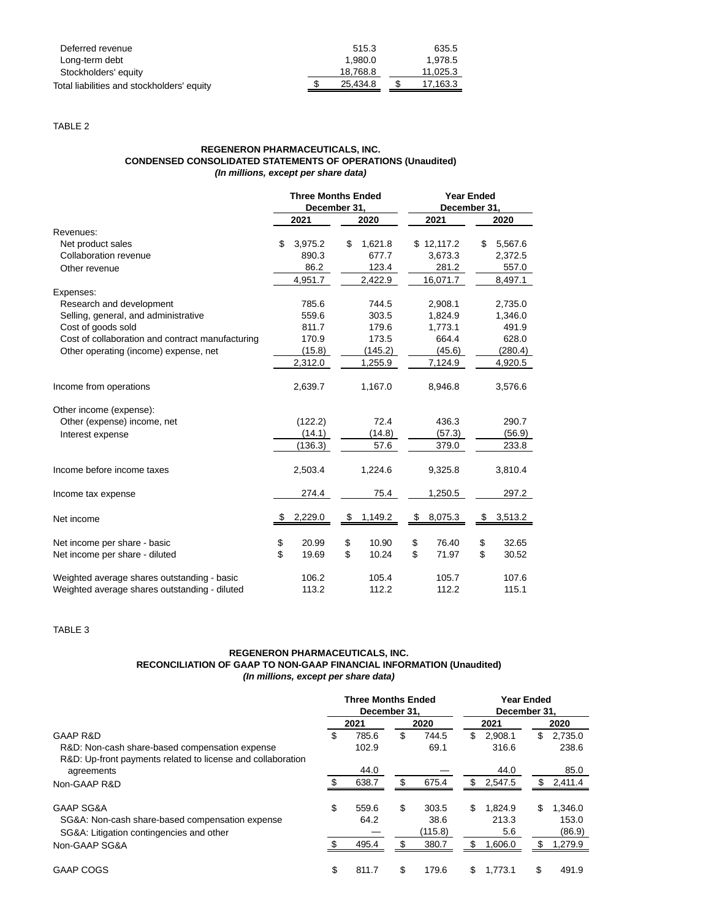| | 2021 | 2020 |
|---|---|---|
| Deferred revenue | 515.3 | 635.5 |
| Long-term debt | 1,980.0 | 1,978.5 |
| Stockholders' equity | 18,768.8 | 11,025.3 |
| Total liabilities and stockholders' equity | $ 25,434.8 | $ 17,163.3 |

TABLE 2

**REGENERON PHARMACEUTICALS, INC.**
**CONDENSED CONSOLIDATED STATEMENTS OF OPERATIONS (Unaudited)**
***(In millions, except per share data)***

| | Three Months Ended December 31, | | Year Ended December 31, | |
|---|---|---|---|---|
| | 2021 | 2020 | 2021 | 2020 |
| Revenues: | | | | |
| Net product sales | $ 3,975.2 | $ 1,621.8 | $ 12,117.2 | $ 5,567.6 |
| Collaboration revenue | 890.3 | 677.7 | 3,673.3 | 2,372.5 |
| Other revenue | 86.2 | 123.4 | 281.2 | 557.0 |
| | 4,951.7 | 2,422.9 | 16,071.7 | 8,497.1 |
| Expenses: | | | | |
| Research and development | 785.6 | 744.5 | 2,908.1 | 2,735.0 |
| Selling, general, and administrative | 559.6 | 303.5 | 1,824.9 | 1,346.0 |
| Cost of goods sold | 811.7 | 179.6 | 1,773.1 | 491.9 |
| Cost of collaboration and contract manufacturing | 170.9 | 173.5 | 664.4 | 628.0 |
| Other operating (income) expense, net | (15.8) | (145.2) | (45.6) | (280.4) |
| | 2,312.0 | 1,255.9 | 7,124.9 | 4,920.5 |
| Income from operations | 2,639.7 | 1,167.0 | 8,946.8 | 3,576.6 |
| Other income (expense): | | | | |
| Other (expense) income, net | (122.2) | 72.4 | 436.3 | 290.7 |
| Interest expense | (14.1) | (14.8) | (57.3) | (56.9) |
| | (136.3) | 57.6 | 379.0 | 233.8 |
| Income before income taxes | 2,503.4 | 1,224.6 | 9,325.8 | 3,810.4 |
| Income tax expense | 274.4 | 75.4 | 1,250.5 | 297.2 |
| Net income | $ 2,229.0 | $ 1,149.2 | $ 8,075.3 | $ 3,513.2 |
| Net income per share - basic | $ 20.99 | $ 10.90 | $ 76.40 | $ 32.65 |
| Net income per share - diluted | $ 19.69 | $ 10.24 | $ 71.97 | $ 30.52 |
| Weighted average shares outstanding - basic | 106.2 | 105.4 | 105.7 | 107.6 |
| Weighted average shares outstanding - diluted | 113.2 | 112.2 | 112.2 | 115.1 |

TABLE 3

**REGENERON PHARMACEUTICALS, INC.**
**RECONCILIATION OF GAAP TO NON-GAAP FINANCIAL INFORMATION (Unaudited)**
***(In millions, except per share data)***

| | Three Months Ended December 31, | | Year Ended December 31, | |
|---|---|---|---|---|
| | 2021 | 2020 | 2021 | 2020 |
| GAAP R&D | $ 785.6 | $ 744.5 | $ 2,908.1 | $ 2,735.0 |
| R&D: Non-cash share-based compensation expense | 102.9 | 69.1 | 316.6 | 238.6 |
| R&D: Up-front payments related to license and collaboration agreements | 44.0 | — | 44.0 | 85.0 |
| Non-GAAP R&D | $ 638.7 | $ 675.4 | $ 2,547.5 | $ 2,411.4 |
| GAAP SG&A | $ 559.6 | $ 303.5 | $ 1,824.9 | $ 1,346.0 |
| SG&A: Non-cash share-based compensation expense | 64.2 | 38.6 | 213.3 | 153.0 |
| SG&A: Litigation contingencies and other | — | (115.8) | 5.6 | (86.9) |
| Non-GAAP SG&A | $ 495.4 | $ 380.7 | $ 1,606.0 | $ 1,279.9 |
| GAAP COGS | $ 811.7 | $ 179.6 | $ 1,773.1 | $ 491.9 |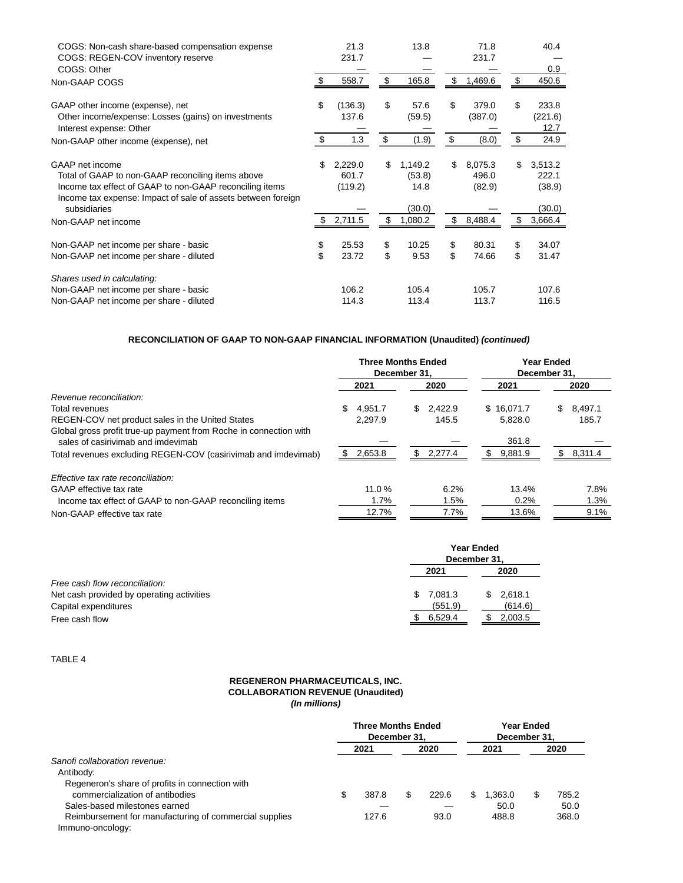| | Three Months Ended December 31, 2021 | Three Months Ended December 31, 2020 | Year Ended December 31, 2021 | Year Ended December 31, 2020 |
|---|---|---|---|---|
| COGS: Non-cash share-based compensation expense | 21.3 | 13.8 | 71.8 | 40.4 |
| COGS: REGEN-COV inventory reserve | 231.7 | — | 231.7 | — |
| COGS: Other | — | — | — | 0.9 |
| Non-GAAP COGS | $ 558.7 | $ 165.8 | $ 1,469.6 | $ 450.6 |
| | | | | |
| GAAP other income (expense), net | $ (136.3) | $ 57.6 | $ 379.0 | $ 233.8 |
| Other income/expense: Losses (gains) on investments | 137.6 | (59.5) | (387.0) | (221.6) |
| Interest expense: Other | — | — | — | 12.7 |
| Non-GAAP other income (expense), net | $ 1.3 | $ (1.9) | $ (8.0) | $ 24.9 |
| | | | | |
| GAAP net income | $ 2,229.0 | $ 1,149.2 | $ 8,075.3 | $ 3,513.2 |
| Total of GAAP to non-GAAP reconciling items above | 601.7 | (53.8) | 496.0 | 222.1 |
| Income tax effect of GAAP to non-GAAP reconciling items | (119.2) | 14.8 | (82.9) | (38.9) |
| Income tax expense: Impact of sale of assets between foreign subsidiaries | — | (30.0) | — | (30.0) |
| Non-GAAP net income | $ 2,711.5 | $ 1,080.2 | $ 8,488.4 | $ 3,666.4 |
| | | | | |
| Non-GAAP net income per share - basic | $ 25.53 | $ 10.25 | $ 80.31 | $ 34.07 |
| Non-GAAP net income per share - diluted | $ 23.72 | $ 9.53 | $ 74.66 | $ 31.47 |
| | | | | |
| *Shares used in calculating:* | | | | |
| Non-GAAP net income per share - basic | 106.2 | 105.4 | 105.7 | 107.6 |
| Non-GAAP net income per share - diluted | 114.3 | 113.4 | 113.7 | 116.5 |

**RECONCILIATION OF GAAP TO NON-GAAP FINANCIAL INFORMATION (Unaudited) *(continued)***

| | Three Months Ended December 31, | | Year Ended December 31, | |
|---|---|---|---|---|
| | 2021 | 2020 | 2021 | 2020 |
| *Revenue reconciliation:* | | | | |
| Total revenues | $ 4,951.7 | $ 2,422.9 | $ 16,071.7 | $ 8,497.1 |
| REGEN-COV net product sales in the United States | 2,297.9 | 145.5 | 5,828.0 | 185.7 |
| Global gross profit true-up payment from Roche in connection with sales of casirivimab and imdevimab | — | — | 361.8 | — |
| Total revenues excluding REGEN-COV (casirivimab and imdevimab) | $ 2,653.8 | $ 2,277.4 | $ 9,881.9 | $ 8,311.4 |
| | | | | |
| *Effective tax rate reconciliation:* | | | | |
| GAAP effective tax rate | 11.0 % | 6.2% | 13.4% | 7.8% |
| Income tax effect of GAAP to non-GAAP reconciling items | 1.7% | 1.5% | 0.2% | 1.3% |
| Non-GAAP effective tax rate | 12.7% | 7.7% | 13.6% | 9.1% |

| | Year Ended December 31, | |
|---|---|---|
| | 2021 | 2020 |
| *Free cash flow reconciliation:* | | |
| Net cash provided by operating activities | $ 7,081.3 | $ 2,618.1 |
| Capital expenditures | (551.9) | (614.6) |
| Free cash flow | $ 6,529.4 | $ 2,003.5 |

TABLE 4

**REGENERON PHARMACEUTICALS, INC.**
**COLLABORATION REVENUE (Unaudited)**
***(In millions)***

| | Three Months Ended December 31, | | Year Ended December 31, | |
|---|---|---|---|---|
| | 2021 | 2020 | 2021 | 2020 |
| *Sanofi collaboration revenue:* | | | | |
| Antibody: | | | | |
| Regeneron's share of profits in connection with commercialization of antibodies | $ 387.8 | $ 229.6 | $ 1,363.0 | $ 785.2 |
| Sales-based milestones earned | — | — | 50.0 | 50.0 |
| Reimbursement for manufacturing of commercial supplies | 127.6 | 93.0 | 488.8 | 368.0 |
| Immuno-oncology: | | | | |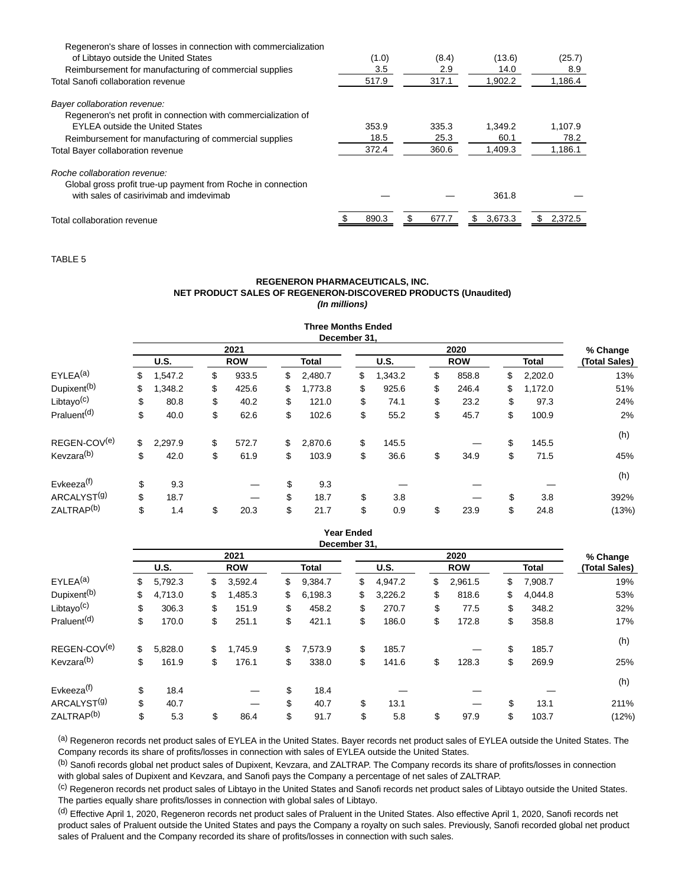| | | | | |
|---|---|---|---|---|
| Regeneron's share of losses in connection with commercialization of Libtayo outside the United States | (1.0) | (8.4) | (13.6) | (25.7) |
| Reimbursement for manufacturing of commercial supplies | 3.5 | 2.9 | 14.0 | 8.9 |
| Total Sanofi collaboration revenue | 517.9 | 317.1 | 1,902.2 | 1,186.4 |
| *Bayer collaboration revenue:* | | | | |
| Regeneron's net profit in connection with commercialization of EYLEA outside the United States | 353.9 | 335.3 | 1,349.2 | 1,107.9 |
| Reimbursement for manufacturing of commercial supplies | 18.5 | 25.3 | 60.1 | 78.2 |
| Total Bayer collaboration revenue | 372.4 | 360.6 | 1,409.3 | 1,186.1 |
| *Roche collaboration revenue:* | | | | |
| Global gross profit true-up payment from Roche in connection with sales of casirivimab and imdevimab | — | — | 361.8 | — |
| Total collaboration revenue | $ 890.3 | $ 677.7 | $ 3,673.3 | $ 2,372.5 |

TABLE 5

**REGENERON PHARMACEUTICALS, INC.**
**NET PRODUCT SALES OF REGENERON-DISCOVERED PRODUCTS (Unaudited)**
***(In millions)***

**Three Months Ended December 31,**

| | 2021 | | | 2020 | | | % Change |
|---|---|---|---|---|---|---|---|
| | **U.S.** | **ROW** | **Total** | **U.S.** | **ROW** | **Total** | **(Total Sales)** |
| EYLEA[(a)] | $ 1,547.2 | $ 933.5 | $ 2,480.7 | $ 1,343.2 | $ 858.8 | $ 2,202.0 | 13% |
| Dupixent[(b)] | $ 1,348.2 | $ 425.6 | $ 1,773.8 | $ 925.6 | $ 246.4 | $ 1,172.0 | 51% |
| Libtayo[(c)] | $ 80.8 | $ 40.2 | $ 121.0 | $ 74.1 | $ 23.2 | $ 97.3 | 24% |
| Praluent[(d)] | $ 40.0 | $ 62.6 | $ 102.6 | $ 55.2 | $ 45.7 | $ 100.9 | 2% |
| REGEN-COV[(e)] | $ 2,297.9 | $ 572.7 | $ 2,870.6 | $ 145.5 | — | $ 145.5 | (h) |
| Kevzara[(b)] | $ 42.0 | $ 61.9 | $ 103.9 | $ 36.6 | $ 34.9 | $ 71.5 | 45% |
| Evkeeza[(f)] | $ 9.3 | — | $ 9.3 | — | — | — | (h) |
| ARCALYST[(g)] | $ 18.7 | — | $ 18.7 | $ 3.8 | — | $ 3.8 | 392% |
| ZALTRAP[(b)] | $ 1.4 | $ 20.3 | $ 21.7 | $ 0.9 | $ 23.9 | $ 24.8 | (13%) |

**Year Ended December 31,**

| | 2021 | | | 2020 | | | % Change |
|---|---|---|---|---|---|---|---|
| | **U.S.** | **ROW** | **Total** | **U.S.** | **ROW** | **Total** | **(Total Sales)** |
| EYLEA[(a)] | $ 5,792.3 | $ 3,592.4 | $ 9,384.7 | $ 4,947.2 | $ 2,961.5 | $ 7,908.7 | 19% |
| Dupixent[(b)] | $ 4,713.0 | $ 1,485.3 | $ 6,198.3 | $ 3,226.2 | $ 818.6 | $ 4,044.8 | 53% |
| Libtayo[(c)] | $ 306.3 | $ 151.9 | $ 458.2 | $ 270.7 | $ 77.5 | $ 348.2 | 32% |
| Praluent[(d)] | $ 170.0 | $ 251.1 | $ 421.1 | $ 186.0 | $ 172.8 | $ 358.8 | 17% |
| REGEN-COV[(e)] | $ 5,828.0 | $ 1,745.9 | $ 7,573.9 | $ 185.7 | — | $ 185.7 | (h) |
| Kevzara[(b)] | $ 161.9 | $ 176.1 | $ 338.0 | $ 141.6 | $ 128.3 | $ 269.9 | 25% |
| Evkeeza[(f)] | $ 18.4 | — | $ 18.4 | — | — | — | (h) |
| ARCALYST[(g)] | $ 40.7 | — | $ 40.7 | $ 13.1 | — | $ 13.1 | 211% |
| ZALTRAP[(b)] | $ 5.3 | $ 86.4 | $ 91.7 | $ 5.8 | $ 97.9 | $ 103.7 | (12%) |

[(a)] Regeneron records net product sales of EYLEA in the United States. Bayer records net product sales of EYLEA outside the United States. The Company records its share of profits/losses in connection with sales of EYLEA outside the United States.

[(b)] Sanofi records global net product sales of Dupixent, Kevzara, and ZALTRAP. The Company records its share of profits/losses in connection with global sales of Dupixent and Kevzara, and Sanofi pays the Company a percentage of net sales of ZALTRAP.

[(c)] Regeneron records net product sales of Libtayo in the United States and Sanofi records net product sales of Libtayo outside the United States. The parties equally share profits/losses in connection with global sales of Libtayo.

[(d)] Effective April 1, 2020, Regeneron records net product sales of Praluent in the United States. Also effective April 1, 2020, Sanofi records net product sales of Praluent outside the United States and pays the Company a royalty on such sales. Previously, Sanofi recorded global net product sales of Praluent and the Company recorded its share of profits/losses in connection with such sales.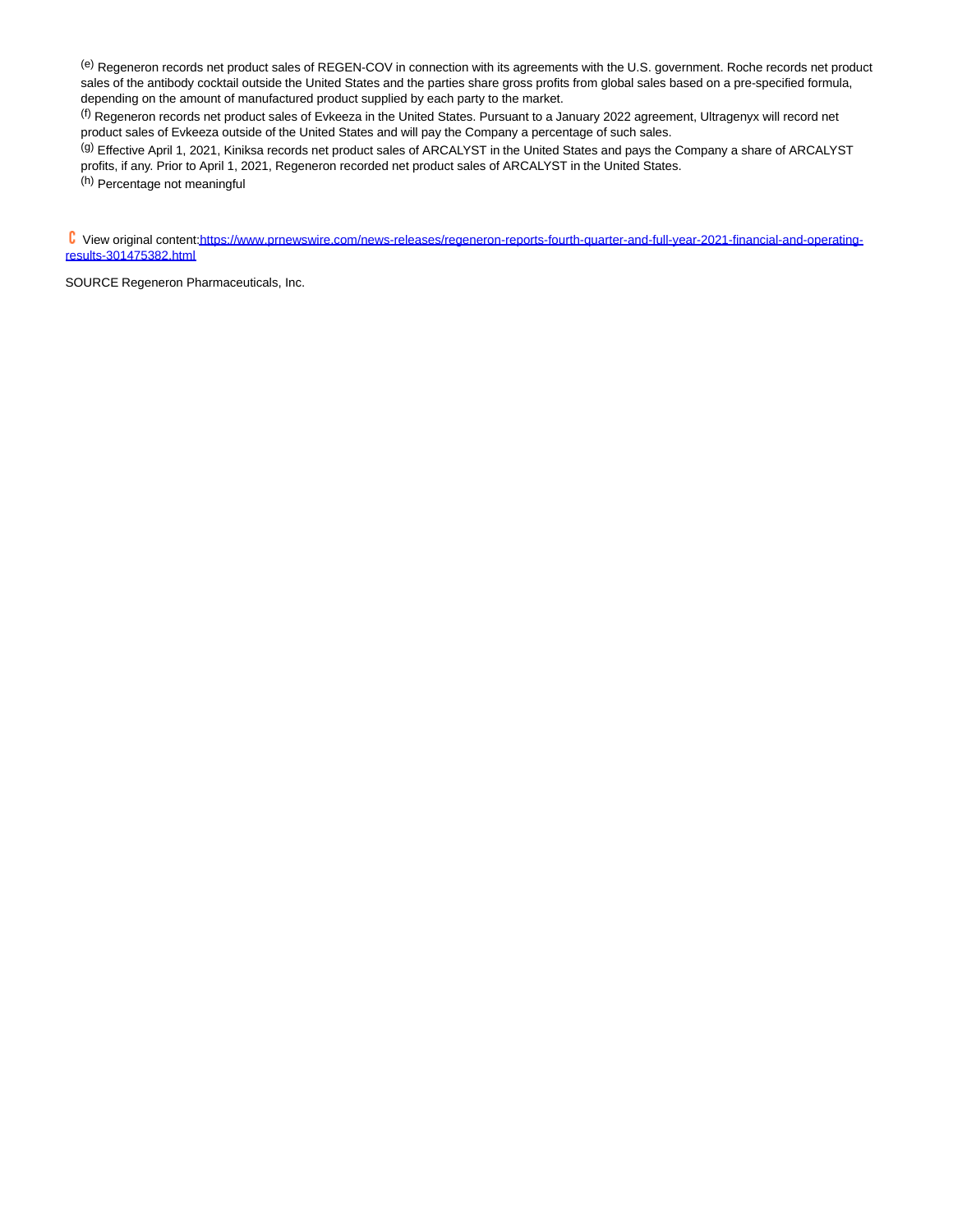[e] Regeneron records net product sales of REGEN-COV in connection with its agreements with the U.S. government. Roche records net product sales of the antibody cocktail outside the United States and the parties share gross profits from global sales based on a pre-specified formula, depending on the amount of manufactured product supplied by each party to the market.

[f] Regeneron records net product sales of Evkeeza in the United States. Pursuant to a January 2022 agreement, Ultragenyx will record net product sales of Evkeeza outside of the United States and will pay the Company a percentage of such sales.

[g] Effective April 1, 2021, Kiniksa records net product sales of ARCALYST in the United States and pays the Company a share of ARCALYST profits, if any. Prior to April 1, 2021, Regeneron recorded net product sales of ARCALYST in the United States.

[h] Percentage not meaningful

View original content:https://www.prnewswire.com/news-releases/regeneron-reports-fourth-quarter-and-full-year-2021-financial-and-operating-results-301475382.html

SOURCE Regeneron Pharmaceuticals, Inc.